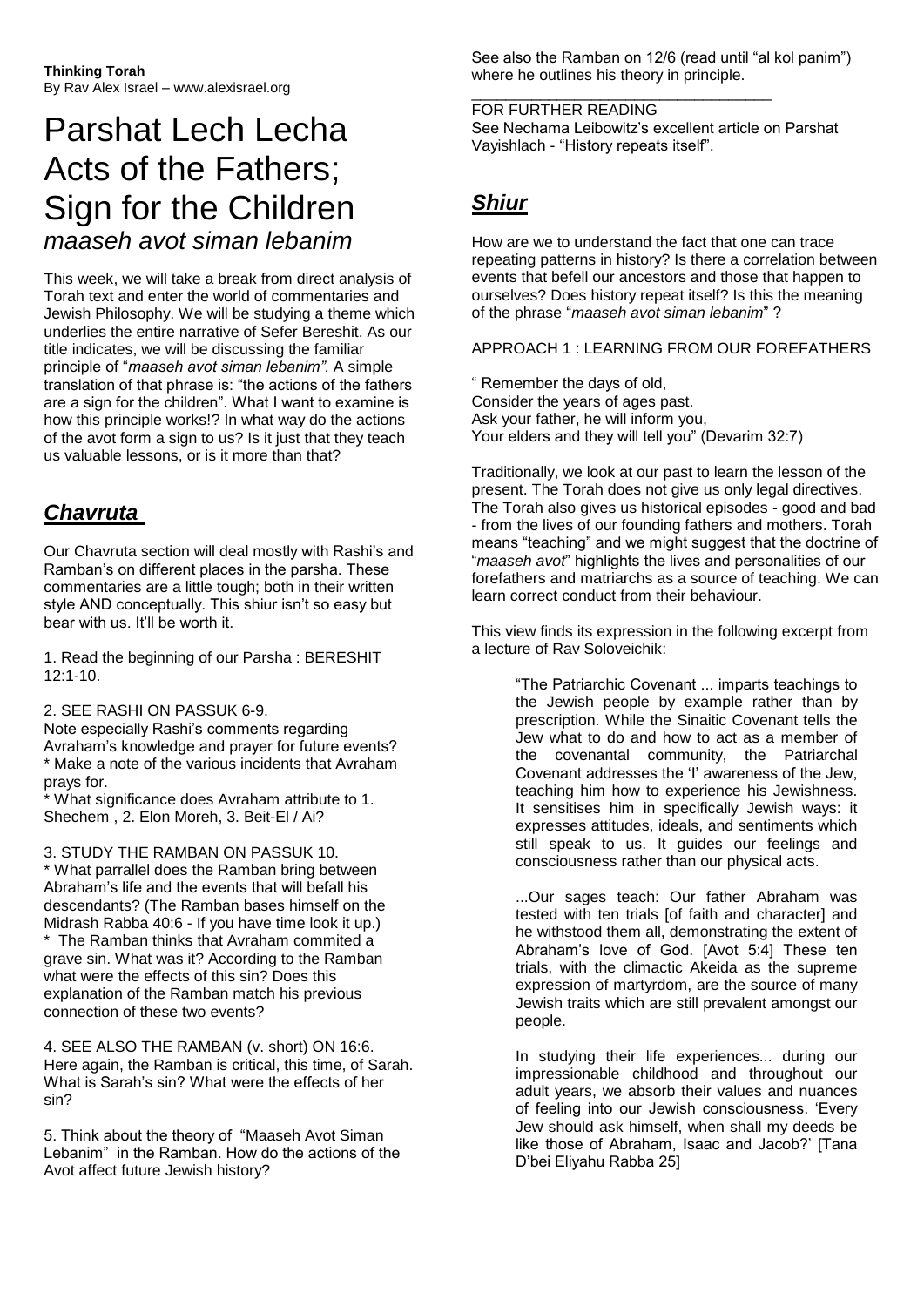**Thinking Torah**
By Rav Alex Israel – www.alexisrael.org

# Parshat Lech Lecha
# Acts of the Fathers; Sign for the Children
## *maaseh avot siman lebanim*

This week, we will take a break from direct analysis of Torah text and enter the world of commentaries and Jewish Philosophy. We will be studying a theme which underlies the entire narrative of Sefer Bereshit. As our title indicates, we will be discussing the familiar principle of "*maaseh avot siman lebanim"*. A simple translation of that phrase is: "the actions of the fathers are a sign for the children". What I want to examine is how this principle works!? In what way do the actions of the avot form a sign to us? Is it just that they teach us valuable lessons, or is it more than that?

## ***Chavruta***

Our Chavruta section will deal mostly with Rashi's and Ramban's on different places in the parsha. These commentaries are a little tough; both in their written style AND conceptually. This shiur isn't so easy but bear with us. It'll be worth it.

1. Read the beginning of our Parsha : BERESHIT 12:1-10.

2. SEE RASHI ON PASSUK 6-9.
Note especially Rashi's comments regarding Avraham's knowledge and prayer for future events?
\* Make a note of the various incidents that Avraham prays for.
\* What significance does Avraham attribute to 1. Shechem , 2. Elon Moreh, 3. Beit-El / Ai?

3. STUDY THE RAMBAN ON PASSUK 10.
\* What parrallel does the Ramban bring between Abraham's life and the events that will befall his descendants? (The Ramban bases himself on the Midrash Rabba 40:6 - If you have time look it up.)
\* The Ramban thinks that Avraham commited a grave sin. What was it? According to the Ramban what were the effects of this sin? Does this explanation of the Ramban match his previous connection of these two events?

4. SEE ALSO THE RAMBAN (v. short) ON 16:6.
Here again, the Ramban is critical, this time, of Sarah. What is Sarah's sin? What were the effects of her sin?

5. Think about the theory of "Maaseh Avot Siman Lebanim" in the Ramban. How do the actions of the Avot affect future Jewish history?

See also the Ramban on 12/6 (read until "al kol panim") where he outlines his theory in principle.

---

FOR FURTHER READING
See Nechama Leibowitz's excellent article on Parshat Vayishlach - "History repeats itself".

## ***Shiur***

How are we to understand the fact that one can trace repeating patterns in history? Is there a correlation between events that befell our ancestors and those that happen to ourselves? Does history repeat itself? Is this the meaning of the phrase "*maaseh avot siman lebanim*" ?

APPROACH 1 : LEARNING FROM OUR FOREFATHERS

" Remember the days of old,
Consider the years of ages past.
Ask your father, he will inform you,
Your elders and they will tell you" (Devarim 32:7)

Traditionally, we look at our past to learn the lesson of the present. The Torah does not give us only legal directives. The Torah also gives us historical episodes - good and bad - from the lives of our founding fathers and mothers. Torah means "teaching" and we might suggest that the doctrine of "*maaseh avot*" highlights the lives and personalities of our forefathers and matriarchs as a source of teaching. We can learn correct conduct from their behaviour.

This view finds its expression in the following excerpt from a lecture of Rav Soloveichik:

> "The Patriarchic Covenant ... imparts teachings to the Jewish people by example rather than by prescription. While the Sinaitic Covenant tells the Jew what to do and how to act as a member of the covenantal community, the Patriarchal Covenant addresses the 'I' awareness of the Jew, teaching him how to experience his Jewishness. It sensitises him in specifically Jewish ways: it expresses attitudes, ideals, and sentiments which still speak to us. It guides our feelings and consciousness rather than our physical acts.
>
> ...Our sages teach: Our father Abraham was tested with ten trials [of faith and character] and he withstood them all, demonstrating the extent of Abraham's love of God. [Avot 5:4] These ten trials, with the climactic Akeida as the supreme expression of martyrdom, are the source of many Jewish traits which are still prevalent amongst our people.
>
> In studying their life experiences... during our impressionable childhood and throughout our adult years, we absorb their values and nuances of feeling into our Jewish consciousness. 'Every Jew should ask himself, when shall my deeds be like those of Abraham, Isaac and Jacob?' [Tana D'bei Eliyahu Rabba 25]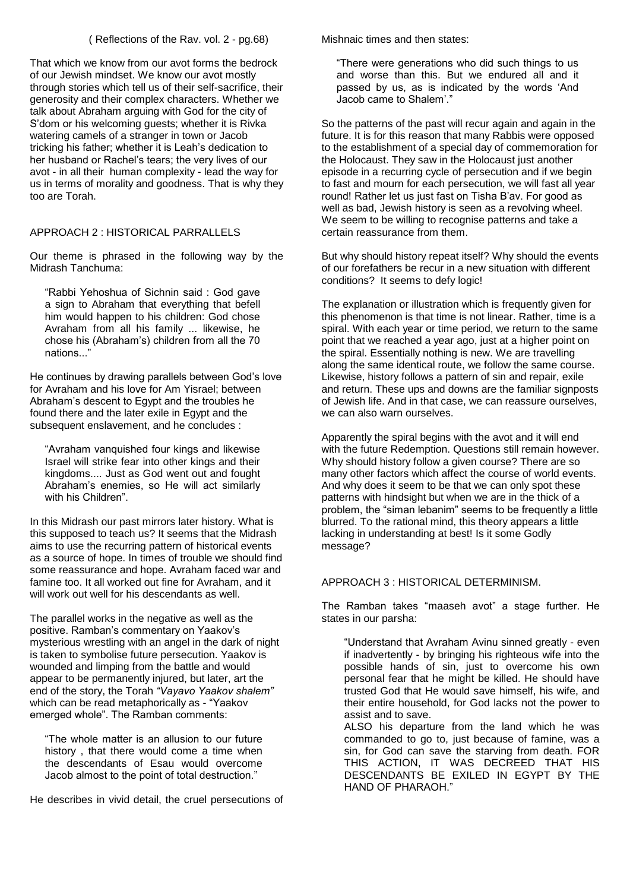( Reflections of the Rav. vol. 2 - pg.68)

That which we know from our avot forms the bedrock of our Jewish mindset. We know our avot mostly through stories which tell us of their self-sacrifice, their generosity and their complex characters. Whether we talk about Abraham arguing with God for the city of S'dom or his welcoming guests; whether it is Rivka watering camels of a stranger in town or Jacob tricking his father; whether it is Leah's dedication to her husband or Rachel's tears; the very lives of our avot - in all their human complexity - lead the way for us in terms of morality and goodness. That is why they too are Torah.

## APPROACH 2 : HISTORICAL PARRALLELS

Our theme is phrased in the following way by the Midrash Tanchuma:

> "Rabbi Yehoshua of Sichnin said : God gave a sign to Abraham that everything that befell him would happen to his children: God chose Avraham from all his family ... likewise, he chose his (Abraham's) children from all the 70 nations..."

He continues by drawing parallels between God's love for Avraham and his love for Am Yisrael; between Abraham's descent to Egypt and the troubles he found there and the later exile in Egypt and the subsequent enslavement, and he concludes :

> "Avraham vanquished four kings and likewise Israel will strike fear into other kings and their kingdoms.... Just as God went out and fought Abraham's enemies, so He will act similarly with his Children".

In this Midrash our past mirrors later history. What is this supposed to teach us? It seems that the Midrash aims to use the recurring pattern of historical events as a source of hope. In times of trouble we should find some reassurance and hope. Avraham faced war and famine too. It all worked out fine for Avraham, and it will work out well for his descendants as well.

The parallel works in the negative as well as the positive. Ramban's commentary on Yaakov's mysterious wrestling with an angel in the dark of night is taken to symbolise future persecution. Yaakov is wounded and limping from the battle and would appear to be permanently injured, but later, art the end of the story, the Torah *"Vayavo Yaakov shalem"* which can be read metaphorically as - "Yaakov emerged whole". The Ramban comments:

> "The whole matter is an allusion to our future history , that there would come a time when the descendants of Esau would overcome Jacob almost to the point of total destruction."

He describes in vivid detail, the cruel persecutions of Mishnaic times and then states:

> "There were generations who did such things to us and worse than this. But we endured all and it passed by us, as is indicated by the words 'And Jacob came to Shalem'."

So the patterns of the past will recur again and again in the future. It is for this reason that many Rabbis were opposed to the establishment of a special day of commemoration for the Holocaust. They saw in the Holocaust just another episode in a recurring cycle of persecution and if we begin to fast and mourn for each persecution, we will fast all year round! Rather let us just fast on Tisha B'av. For good as well as bad, Jewish history is seen as a revolving wheel. We seem to be willing to recognise patterns and take a certain reassurance from them.

But why should history repeat itself? Why should the events of our forefathers be recur in a new situation with different conditions? It seems to defy logic!

The explanation or illustration which is frequently given for this phenomenon is that time is not linear. Rather, time is a spiral. With each year or time period, we return to the same point that we reached a year ago, just at a higher point on the spiral. Essentially nothing is new. We are travelling along the same identical route, we follow the same course. Likewise, history follows a pattern of sin and repair, exile and return. These ups and downs are the familiar signposts of Jewish life. And in that case, we can reassure ourselves, we can also warn ourselves.

Apparently the spiral begins with the avot and it will end with the future Redemption. Questions still remain however. Why should history follow a given course? There are so many other factors which affect the course of world events. And why does it seem to be that we can only spot these patterns with hindsight but when we are in the thick of a problem, the "siman lebanim" seems to be frequently a little blurred. To the rational mind, this theory appears a little lacking in understanding at best! Is it some Godly message?

## APPROACH 3 : HISTORICAL DETERMINISM.

The Ramban takes "maaseh avot" a stage further. He states in our parsha:

> "Understand that Avraham Avinu sinned greatly - even if inadvertently - by bringing his righteous wife into the possible hands of sin, just to overcome his own personal fear that he might be killed. He should have trusted God that He would save himself, his wife, and their entire household, for God lacks not the power to assist and to save.
>
> ALSO his departure from the land which he was commanded to go to, just because of famine, was a sin, for God can save the starving from death. FOR THIS ACTION, IT WAS DECREED THAT HIS DESCENDANTS BE EXILED IN EGYPT BY THE HAND OF PHARAOH."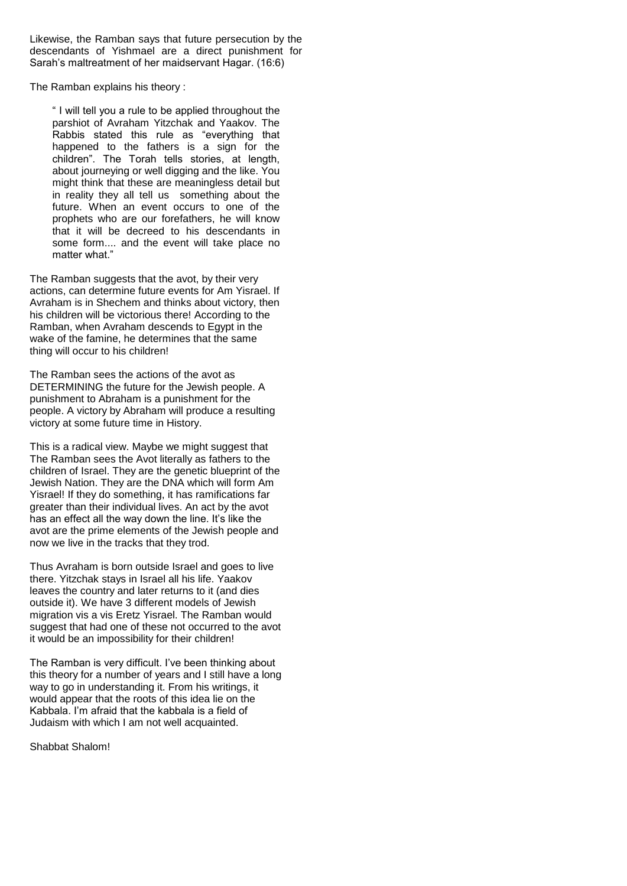Likewise, the Ramban says that future persecution by the descendants of Yishmael are a direct punishment for Sarah's maltreatment of her maidservant Hagar. (16:6)

The Ramban explains his theory :

> " I will tell you a rule to be applied throughout the parshiot of Avraham Yitzchak and Yaakov. The Rabbis stated this rule as "everything that happened to the fathers is a sign for the children". The Torah tells stories, at length, about journeying or well digging and the like. You might think that these are meaningless detail but in reality they all tell us something about the future. When an event occurs to one of the prophets who are our forefathers, he will know that it will be decreed to his descendants in some form.... and the event will take place no matter what."

The Ramban suggests that the avot, by their very actions, can determine future events for Am Yisrael. If Avraham is in Shechem and thinks about victory, then his children will be victorious there! According to the Ramban, when Avraham descends to Egypt in the wake of the famine, he determines that the same thing will occur to his children!

The Ramban sees the actions of the avot as DETERMINING the future for the Jewish people. A punishment to Abraham is a punishment for the people. A victory by Abraham will produce a resulting victory at some future time in History.

This is a radical view. Maybe we might suggest that The Ramban sees the Avot literally as fathers to the children of Israel. They are the genetic blueprint of the Jewish Nation. They are the DNA which will form Am Yisrael! If they do something, it has ramifications far greater than their individual lives. An act by the avot has an effect all the way down the line. It's like the avot are the prime elements of the Jewish people and now we live in the tracks that they trod.

Thus Avraham is born outside Israel and goes to live there. Yitzchak stays in Israel all his life. Yaakov leaves the country and later returns to it (and dies outside it). We have 3 different models of Jewish migration vis a vis Eretz Yisrael. The Ramban would suggest that had one of these not occurred to the avot it would be an impossibility for their children!

The Ramban is very difficult. I've been thinking about this theory for a number of years and I still have a long way to go in understanding it. From his writings, it would appear that the roots of this idea lie on the Kabbala. I'm afraid that the kabbala is a field of Judaism with which I am not well acquainted.

Shabbat Shalom!